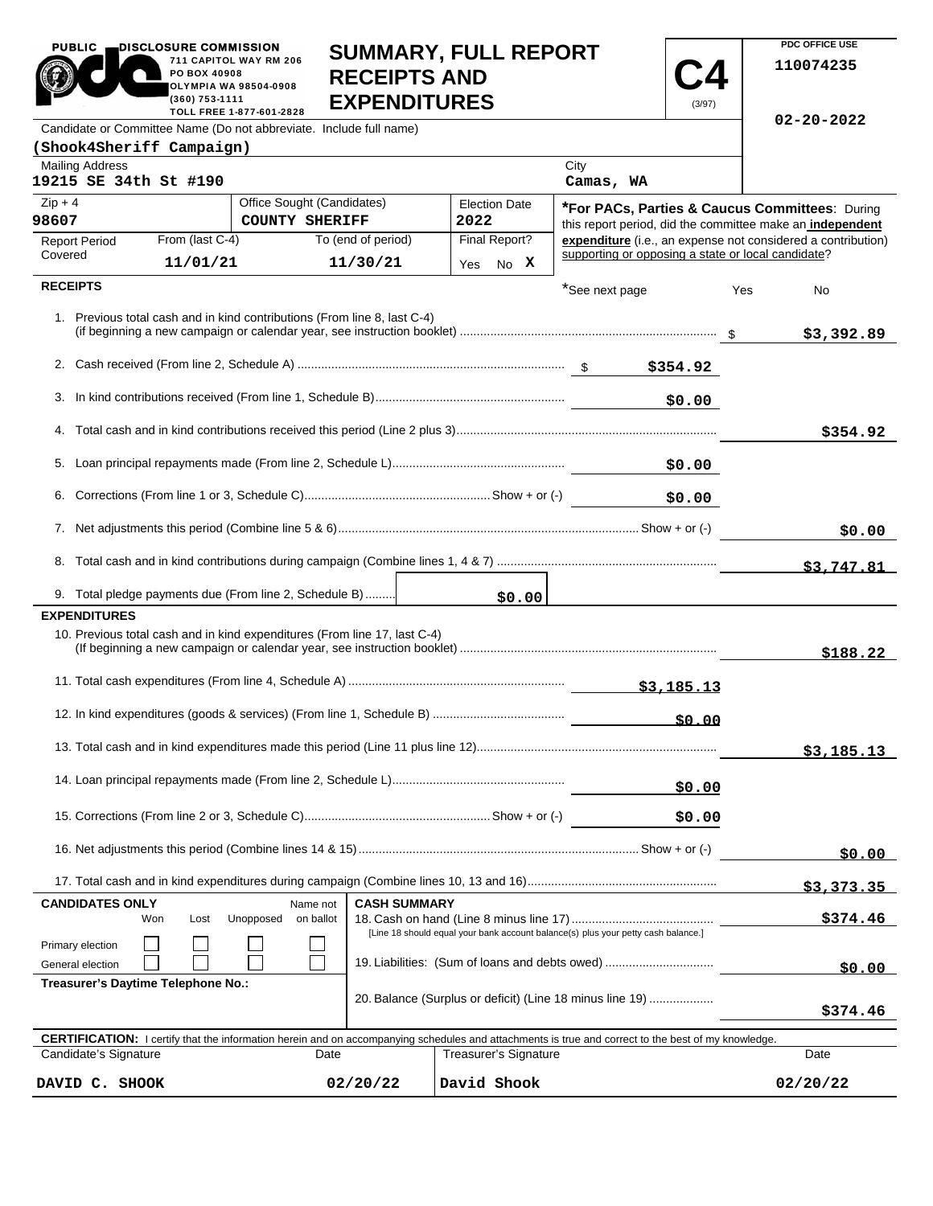PUBLIC DISCLOSURE COMMISSION
711 CAPITOL WAY RM 206
PO BOX 40908
OLYMPIA WA 98504-0908
(360) 753-1111
TOLL FREE 1-877-601-2828

# SUMMARY, FULL REPORT RECEIPTS AND EXPENDITURES

**C4** (3/97)

PDC OFFICE USE
110074235

02-20-2022

Candidate or Committee Name (Do not abbreviate. Include full name)
**(Shook4Sheriff Campaign)**

| Mailing Address | City |
|---|---|
| 19215 SE 34th St #190 | Camas, WA |

| Zip + 4 | Office Sought (Candidates) | Election Date |
|---|---|---|
| 98607 | COUNTY SHERIFF | 2022 |

| Report Period Covered | From (last C-4) | To (end of period) | Final Report? |
|---|---|---|---|
| | 11/01/21 | 11/30/21 | Yes No **X** |

**\*For PACs, Parties & Caucus Committees**: During this report period, did the committee make an **independent expenditure** (i.e., an expense not considered a contribution) supporting or opposing a state or local candidate?

*See next page — Yes — No

## RECEIPTS

| Line | Description | Amount | Total |
|---|---|---|---|
| 1. | Previous total cash and in kind contributions (From line 8, last C-4) (if beginning a new campaign or calendar year, see instruction booklet) | | $3,392.89 |
| 2. | Cash received (From line 2, Schedule A) | $354.92 | |
| 3. | In kind contributions received (From line 1, Schedule B) | $0.00 | |
| 4. | Total cash and in kind contributions received this period (Line 2 plus 3) | | $354.92 |
| 5. | Loan principal repayments made (From line 2, Schedule L) | $0.00 | |
| 6. | Corrections (From line 1 or 3, Schedule C) Show + or (-) | $0.00 | |
| 7. | Net adjustments this period (Combine line 5 & 6) Show + or (-) | | $0.00 |
| 8. | Total cash and in kind contributions during campaign (Combine lines 1, 4 & 7) | | $3,747.81 |
| 9. | Total pledge payments due (From line 2, Schedule B) | $0.00 | |

## EXPENDITURES

| Line | Description | Amount | Total |
|---|---|---|---|
| 10. | Previous total cash and in kind expenditures (From line 17, last C-4) (If beginning a new campaign or calendar year, see instruction booklet) | | $188.22 |
| 11. | Total cash expenditures (From line 4, Schedule A) | $3,185.13 | |
| 12. | In kind expenditures (goods & services) (From line 1, Schedule B) | $0.00 | |
| 13. | Total cash and in kind expenditures made this period (Line 11 plus line 12) | | $3,185.13 |
| 14. | Loan principal repayments made (From line 2, Schedule L) | $0.00 | |
| 15. | Corrections (From line 2 or 3, Schedule C) Show + or (-) | $0.00 | |
| 16. | Net adjustments this period (Combine lines 14 & 15) Show + or (-) | | $0.00 |
| 17. | Total cash and in kind expenditures during campaign (Combine lines 10, 13 and 16) | | $3,373.35 |

**CANDIDATES ONLY**

| | Won | Lost | Unopposed | Name not on ballot |
|---|---|---|---|---|
| Primary election | ☐ | ☐ | ☐ | ☐ |
| General election | ☐ | ☐ | ☐ | ☐ |

**Treasurer's Daytime Telephone No.:**

**CASH SUMMARY**

| Line | Description | Amount |
|---|---|---|
| 18. | Cash on hand (Line 8 minus line 17) [Line 18 should equal your bank account balance(s) plus your petty cash balance.] | $374.46 |
| 19. | Liabilities: (Sum of loans and debts owed) | $0.00 |
| 20. | Balance (Surplus or deficit) (Line 18 minus line 19) | $374.46 |

**CERTIFICATION:** I certify that the information herein and on accompanying schedules and attachments is true and correct to the best of my knowledge.

| Candidate's Signature | Date | Treasurer's Signature | Date |
|---|---|---|---|
| DAVID C. SHOOK | 02/20/22 | David Shook | 02/20/22 |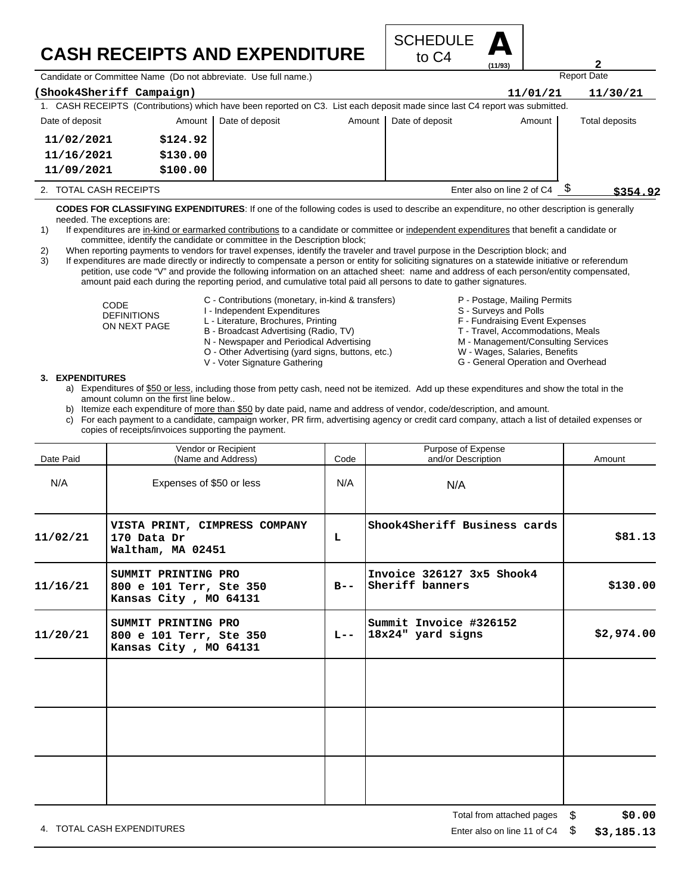# CASH RECEIPTS AND EXPENDITURE

SCHEDULE A to C4 (11/93)

Candidate or Committee Name (Do not abbreviate. Use full name.)

**(Shook4Sheriff Campaign)**

Report Date: **11/01/21** **11/30/21**

1. CASH RECEIPTS (Contributions) which have been reported on C3. List each deposit made since last C4 report was submitted.

| Date of deposit | Amount | Date of deposit | Amount | Date of deposit | Amount | Total deposits |
|---|---|---|---|---|---|---|
| 11/02/2021 | $124.92 | | | | | |
| 11/16/2021 | $130.00 | | | | | |
| 11/09/2021 | $100.00 | | | | | |

2. TOTAL CASH RECEIPTS — Enter also on line 2 of C4 $ **$354.92**

**CODES FOR CLASSIFYING EXPENDITURES**: If one of the following codes is used to describe an expenditure, no other description is generally needed. The exceptions are:

1) If expenditures are in-kind or earmarked contributions to a candidate or committee or independent expenditures that benefit a candidate or committee, identify the candidate or committee in the Description block;
2) When reporting payments to vendors for travel expenses, identify the traveler and travel purpose in the Description block; and
3) If expenditures are made directly or indirectly to compensate a person or entity for soliciting signatures on a statewide initiative or referendum petition, use code "V" and provide the following information on an attached sheet: name and address of each person/entity compensated, amount paid each during the reporting period, and cumulative total paid all persons to date to gather signatures.

CODE DEFINITIONS ON NEXT PAGE

- C - Contributions (monetary, in-kind & transfers)
- I - Independent Expenditures
- L - Literature, Brochures, Printing
- B - Broadcast Advertising (Radio, TV)
- N - Newspaper and Periodical Advertising
- O - Other Advertising (yard signs, buttons, etc.)
- V - Voter Signature Gathering
- P - Postage, Mailing Permits
- S - Surveys and Polls
- F - Fundraising Event Expenses
- T - Travel, Accommodations, Meals
- M - Management/Consulting Services
- W - Wages, Salaries, Benefits
- G - General Operation and Overhead

**3. EXPENDITURES**

a) Expenditures of $50 or less, including those from petty cash, need not be itemized. Add up these expenditures and show the total in the amount column on the first line below..
b) Itemize each expenditure of more than $50 by date paid, name and address of vendor, code/description, and amount.
c) For each payment to a candidate, campaign worker, PR firm, advertising agency or credit card company, attach a list of detailed expenses or copies of receipts/invoices supporting the payment.

| Date Paid | Vendor or Recipient (Name and Address) | Code | Purpose of Expense and/or Description | Amount |
|---|---|---|---|---|
| N/A | Expenses of $50 or less | N/A | N/A | |
| 11/02/21 | VISTA PRINT, CIMPRESS COMPANY 170 Data Dr Waltham, MA 02451 | L | Shook4Sheriff Business cards | $81.13 |
| 11/16/21 | SUMMIT PRINTING PRO 800 e 101 Terr, Ste 350 Kansas City , MO 64131 | B-- | Invoice 326127 3x5 Shook4 Sheriff banners | $130.00 |
| 11/20/21 | SUMMIT PRINTING PRO 800 e 101 Terr, Ste 350 Kansas City , MO 64131 | L-- | Summit Invoice #326152 18x24" yard signs | $2,974.00 |
| | | | | |
| | | | | |
| | | | | |

Total from attached pages $ **$0.00**

4. TOTAL CASH EXPENDITURES — Enter also on line 11 of C4 $ **$3,185.13**